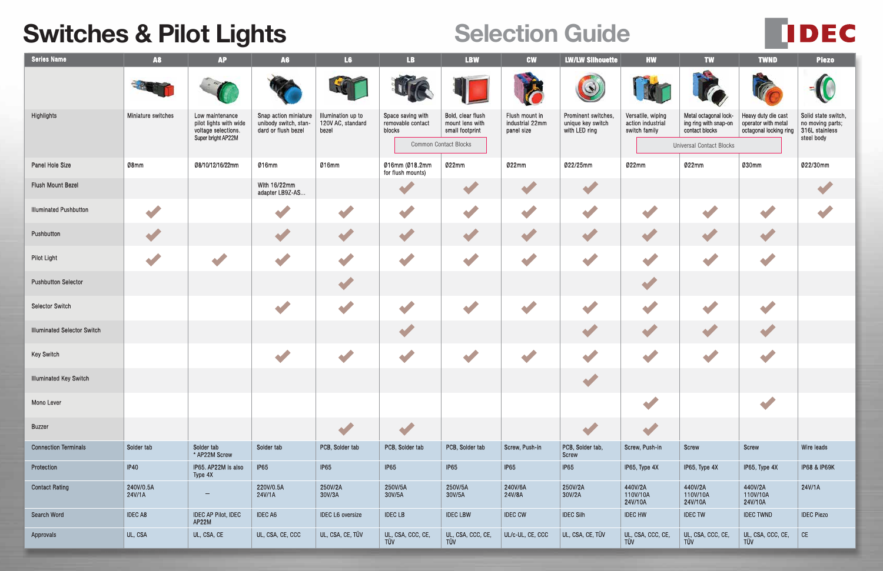# Switches & Pilot Lights

## Selection Guide

| Series Name | A8 | AP | A6 | L6 | LB | LBW | CW | LW/LW Silhouette | HW | TW | TWND | Piezo |
|---|---|---|---|---|---|---|---|---|---|---|---|---|
| Highlights | Miniature switches | Low maintenance pilot lights with wide voltage selections. Super bright AP22M | Snap action miniature unibody switch, standard or flush bezel | Illumination up to 120V AC, standard bezel | Space saving with removable contact blocks (Common Contact Blocks) | Bold, clear flush mount lens with small footprint (Common Contact Blocks) | Flush mount in industrial 22mm panel size | Prominent switches, unique key switch with LED ring | Versatile, wiping action industrial switch family (Universal Contact Blocks) | Metal octagonal locking ring with snap-on contact blocks (Universal Contact Blocks) | Heavy duty die cast operator with metal octagonal locking ring (Universal Contact Blocks) | Solid state switch, no moving parts; 316L stainless steel body |
| Panel Hole Size | Ø8mm | Ø8/10/12/16/22mm | Ø16mm | Ø16mm | Ø16mm (Ø18.2mm for flush mounts) | Ø22mm | Ø22mm | Ø22/25mm | Ø22mm | Ø22mm | Ø30mm | Ø22/30mm |
| Flush Mount Bezel | | | With 16/22mm adapter LB9Z-AS... | | ✓ | ✓ | ✓ | ✓ | | | | ✓ |
| Illuminated Pushbutton | ✓ | | ✓ | ✓ | ✓ | ✓ | ✓ | ✓ | ✓ | ✓ | ✓ | ✓ |
| Pushbutton | ✓ | | ✓ | ✓ | ✓ | ✓ | ✓ | ✓ | ✓ | ✓ | ✓ | |
| Pilot Light | ✓ | ✓ | ✓ | ✓ | ✓ | ✓ | ✓ | ✓ | ✓ | ✓ | ✓ | |
| Pushbutton Selector | | | | ✓ | | | | | ✓ | | | |
| Selector Switch | | | ✓ | ✓ | ✓ | ✓ | ✓ | ✓ | ✓ | ✓ | ✓ | |
| Illuminated Selector Switch | | | | | ✓ | | | ✓ | ✓ | ✓ | ✓ | |
| Key Switch | | | ✓ | ✓ | ✓ | ✓ | ✓ | ✓ | ✓ | ✓ | ✓ | |
| Illuminated Key Switch | | | | | | | | ✓ | | | | |
| Mono Lever | | | | | | | | | ✓ | | ✓ | |
| Buzzer | | | | ✓ | ✓ | | | ✓ | ✓ | | | |
| Connection Terminals | Solder tab | Solder tab * AP22M Screw | Solder tab | PCB, Solder tab | PCB, Solder tab | PCB, Solder tab | Screw, Push-in | PCB, Solder tab, Screw | Screw, Push-in | Screw | Screw | Wire leads |
| Protection | IP40 | IP65. AP22M is also Type 4X | IP65 | IP65 | IP65 | IP65 | IP65 | IP65 | IP65, Type 4X | IP65, Type 4X | IP65, Type 4X | IP68 & IP69K |
| Contact Rating | 240V/0.5A 24V/1A | – | 220V/0.5A 24V/1A | 250V/2A 30V/3A | 250V/5A 30V/5A | 250V/5A 30V/5A | 240V/6A 24V/8A | 250V/2A 30V/2A | 440V/2A 110V/10A 24V/10A | 440V/2A 110V/10A 24V/10A | 440V/2A 110V/10A 24V/10A | 24V/1A |
| Search Word | IDEC A8 | IDEC AP Pilot, IDEC AP22M | IDEC A6 | IDEC L6 oversize | IDEC LB | IDEC LBW | IDEC CW | IDEC Silh | IDEC HW | IDEC TW | IDEC TWND | IDEC Piezo |
| Approvals | UL, CSA | UL, CSA, CE | UL, CSA, CE, CCC | UL, CSA, CE, TÜV | UL, CSA, CCC, CE, TÜV | UL, CSA, CCC, CE, TÜV | UL/c-UL, CE, CCC | UL, CSA, CE, TÜV | UL, CSA, CCC, CE, TÜV | UL, CSA, CCC, CE, TÜV | UL, CSA, CCC, CE, TÜV | CE |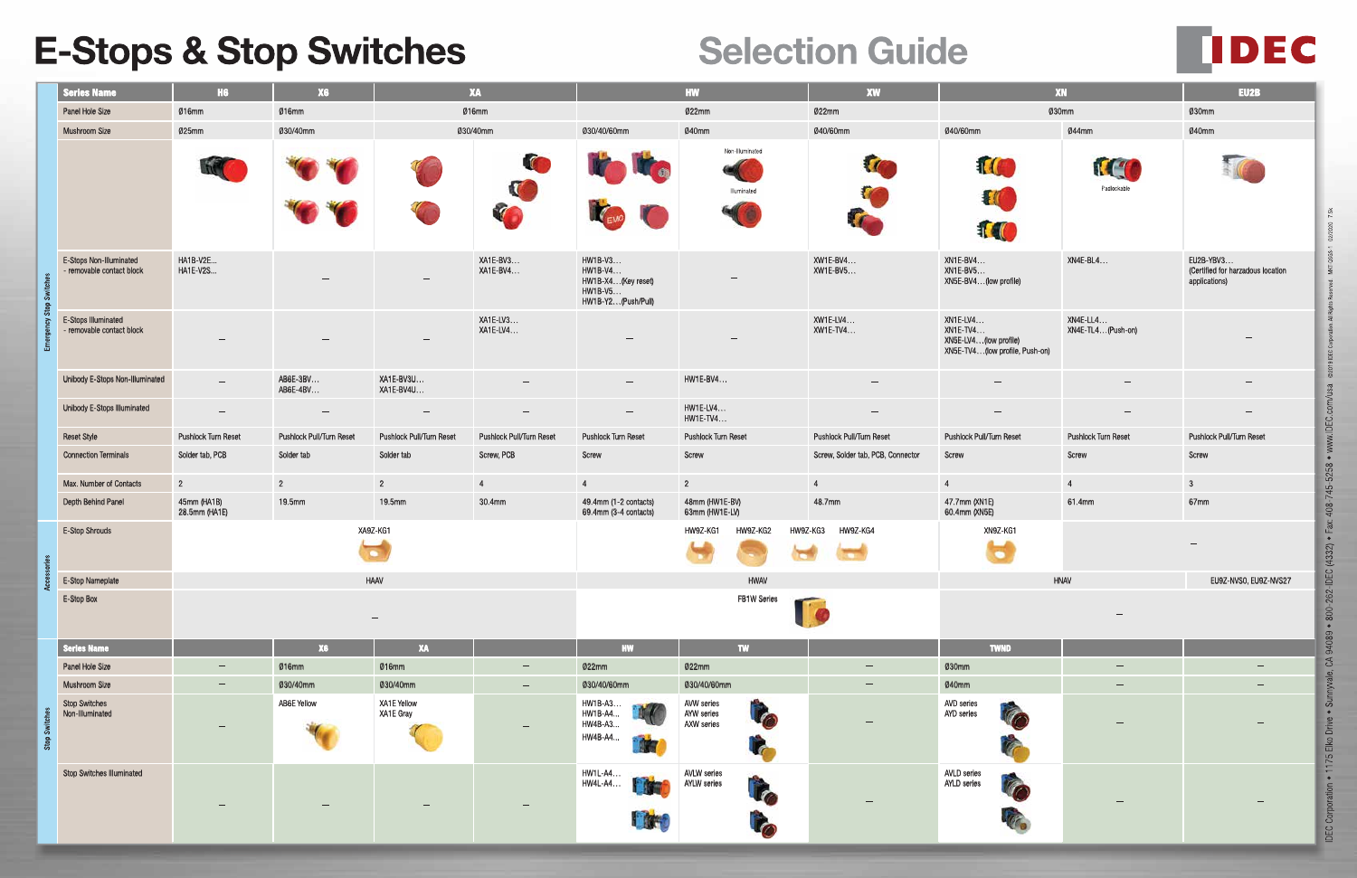# E-Stops & Stop Switches

## Selection Guide

IDEC

### Emergency Stop Switches

| Series Name | H6 | X6 | XA | | HW | | XW | XN | | EU2B |
|---|---|---|---|---|---|---|---|---|---|---|
| Panel Hole Size | Ø16mm | Ø16mm | Ø16mm | | Ø22mm | | Ø22mm | Ø30mm | | Ø30mm |
| Mushroom Size | Ø25mm | Ø30/40mm | Ø30/40mm | | Ø30/40/60mm | Ø40mm | Ø40/60mm | Ø40/60mm | Ø44mm | Ø40mm |
| | | | | | | Non-Illuminated<br>Illuminated | | | Padlockable | |
| E-Stops Non-Illuminated - removable contact block | HA1B-V2E…<br>HA1E-V2S… | – | – | XA1E-BV3…<br>XA1E-BV4… | HW1B-V3…<br>HW1B-V4…<br>HW1B-X4…(Key reset)<br>HW1B-V5…<br>HW1B-Y2…(Push/Pull) | – | XW1E-BV4…<br>XW1E-BV5… | XN1E-BV4…<br>XN1E-BV5…<br>XN5E-BV4…(low profile) | XN4E-BL4… | EU2B-YBV3…<br>(Certified for harzadous location applications) |
| E-Stops Illuminated - removable contact block | – | – | – | XA1E-LV3…<br>XA1E-LV4… | – | – | XW1E-LV4…<br>XW1E-TV4… | XN1E-LV4…<br>XN1E-TV4…<br>XN5E-LV4…(low profile)<br>XN5E-TV4…(low profile, Push-on) | XN4E-LL4…<br>XN4E-TL4…(Push-on) | – |
| Unibody E-Stops Non-Illuminated | – | AB6E-3BV…<br>AB6E-4BV… | XA1E-BV3U…<br>XA1E-BV4U… | – | – | HW1E-BV4… | – | – | – | – |
| Unibody E-Stops Illuminated | – | – | – | – | – | HW1E-LV4…<br>HW1E-TV4… | – | – | – | – |
| Reset Style | Pushlock Turn Reset | Pushlock Pull/Turn Reset | Pushlock Pull/Turn Reset | Pushlock Pull/Turn Reset | Pushlock Turn Reset | Pushlock Turn Reset | Pushlock Pull/Turn Reset | Pushlock Pull/Turn Reset | Pushlock Turn Reset | Pushlock Pull/Turn Reset |
| Connection Terminals | Solder tab, PCB | Solder tab | Solder tab | Screw, PCB | Screw | Screw | Screw, Solder tab, PCB, Connector | Screw | Screw | Screw |
| Max. Number of Contacts | 2 | 2 | 2 | 4 | 4 | 2 | 4 | 4 | 4 | 3 |
| Depth Behind Panel | 45mm (HA1B)<br>28.5mm (HA1E) | 19.5mm | 19.5mm | 30.4mm | 49.4mm (1-2 contacts)<br>69.4mm (3-4 contacts) | 48mm (HW1E-BV)<br>63mm (HW1E-LV) | 48.7mm | 47.7mm (XN1E)<br>60.4mm (XN5E) | 61.4mm | 67mm |

### Accessories

| | H6 | X6 | XA | | HW | | XW | XN | | EU2B |
|---|---|---|---|---|---|---|---|---|---|---|
| E-Stop Shrouds | XA9Z-KG1 | | | | HW9Z-KG1 HW9Z-KG2 HW9Z-KG3 HW9Z-KG4 | | | XN9Z-KG1 | – | |
| E-Stop Nameplate | HAAV | | | | HWAV | | | HNAV | | EU9Z-NVS0, EU9Z-NVS27 |
| E-Stop Box | – | | | | FB1W Series | | | – | | |

### Stop Switches

| Series Name | – | X6 | XA | – | HW | TW | – | TWND | – | – |
|---|---|---|---|---|---|---|---|---|---|---|
| Panel Hole Size | – | Ø16mm | Ø16mm | – | Ø22mm | Ø22mm | – | Ø30mm | – | – |
| Mushroom Size | – | Ø30/40mm | Ø30/40mm | – | Ø30/40/60mm | Ø30/40/60mm | – | Ø40mm | – | – |
| Stop Switches Non-Illuminated | – | AB6E Yellow | XA1E Yellow<br>XA1E Gray | – | HW1B-A3…<br>HW1B-A4…<br>HW4B-A3…<br>HW4B-A4… | AVW series<br>AYW series<br>AXW series | – | AVD series<br>AYD series | – | – |
| Stop Switches Illuminated | – | – | – | – | HW1L-A4…<br>HW4L-A4… | AVLW series<br>AYLW series | – | AVLD series<br>AYLD series | – | – |

IDEC Corporation • 1175 Elko Drive • Sunnyvale, CA 94089 • 800-262-IDEC (4332) • Fax: 408-745-5258 • www.IDEC.com/usa ©2019 IDEC Corporation, All Rights Reserved.